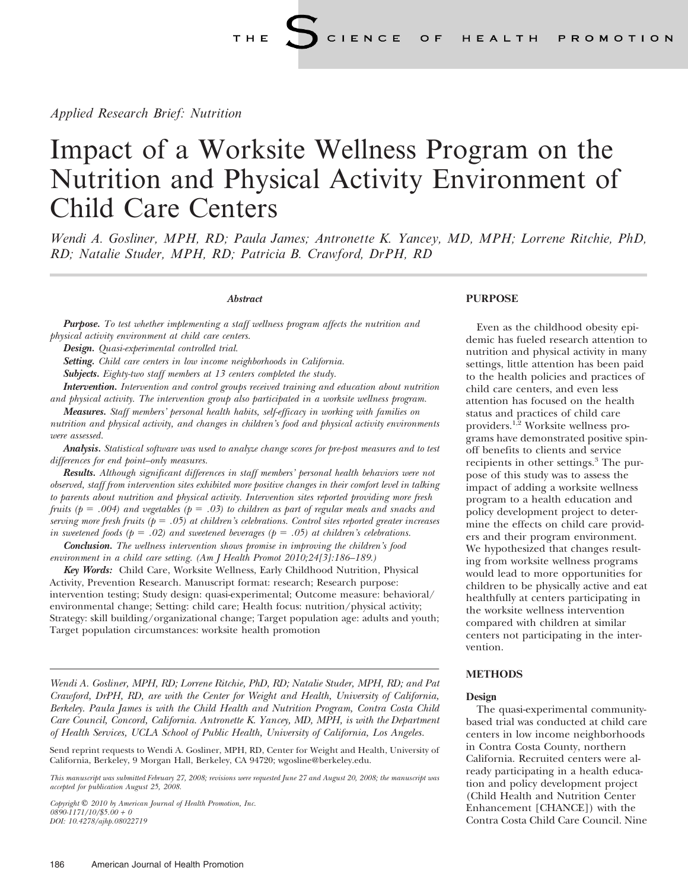*Applied Research Brief: Nutrition*

# Impact of a Worksite Wellness Program on the Nutrition and Physical Activity Environment of Child Care Centers

*Wendi A. Gosliner, MPH, RD; Paula James; Antronette K. Yancey, MD, MPH; Lorrene Ritchie, PhD, RD; Natalie Studer, MPH, RD; Patricia B. Crawford, DrPH, RD*

### *Abstract*

***Purpose.*** *To test whether implementing a staff wellness program affects the nutrition and physical activity environment at child care centers.*

***Design.*** *Quasi-experimental controlled trial.*

***Setting.*** *Child care centers in low income neighborhoods in California.*

***Subjects.*** *Eighty-two staff members at 13 centers completed the study.*

***Intervention.*** *Intervention and control groups received training and education about nutrition and physical activity. The intervention group also participated in a worksite wellness program.*

***Measures.*** *Staff members' personal health habits, self-efficacy in working with families on nutrition and physical activity, and changes in children's food and physical activity environments were assessed.*

***Analysis.*** *Statistical software was used to analyze change scores for pre-post measures and to test differences for end point–only measures.*

***Results.*** *Although significant differences in staff members' personal health behaviors were not observed, staff from intervention sites exhibited more positive changes in their comfort level in talking to parents about nutrition and physical activity. Intervention sites reported providing more fresh fruits ($p = .004$) and vegetables ($p = .03$) to children as part of regular meals and snacks and serving more fresh fruits ($p = .05$) at children's celebrations. Control sites reported greater increases in sweetened foods ($p = .02$) and sweetened beverages ($p = .05$) at children's celebrations.*

***Conclusion.*** *The wellness intervention shows promise in improving the children's food environment in a child care setting. (Am J Health Promot 2010;24[3]:186–189.)*

***Key Words:*** Child Care, Worksite Wellness, Early Childhood Nutrition, Physical Activity, Prevention Research. Manuscript format: research; Research purpose: intervention testing; Study design: quasi-experimental; Outcome measure: behavioral/environmental change; Setting: child care; Health focus: nutrition/physical activity; Strategy: skill building/organizational change; Target population age: adults and youth; Target population circumstances: worksite health promotion

*Wendi A. Gosliner, MPH, RD; Lorrene Ritchie, PhD, RD; Natalie Studer, MPH, RD; and Pat Crawford, DrPH, RD, are with the Center for Weight and Health, University of California, Berkeley. Paula James is with the Child Health and Nutrition Program, Contra Costa Child Care Council, Concord, California. Antronette K. Yancey, MD, MPH, is with the Department of Health Services, UCLA School of Public Health, University of California, Los Angeles.*

Send reprint requests to Wendi A. Gosliner, MPH, RD, Center for Weight and Health, University of California, Berkeley, 9 Morgan Hall, Berkeley, CA 94720; wgosline@berkeley.edu.

*This manuscript was submitted February 27, 2008; revisions were requested June 27 and August 20, 2008; the manuscript was accepted for publication August 25, 2008.*

*Copyright © 2010 by American Journal of Health Promotion, Inc.*
*0890-1171/10/$5.00 + 0*
*DOI: 10.4278/ajhp.08022719*

## PURPOSE

Even as the childhood obesity epidemic has fueled research attention to nutrition and physical activity in many settings, little attention has been paid to the health policies and practices of child care centers, and even less attention has focused on the health status and practices of child care providers.[1,2] Worksite wellness programs have demonstrated positive spin-off benefits to clients and service recipients in other settings.[3] The purpose of this study was to assess the impact of adding a worksite wellness program to a health education and policy development project to determine the effects on child care providers and their program environment. We hypothesized that changes resulting from worksite wellness programs would lead to more opportunities for children to be physically active and eat healthfully at centers participating in the worksite wellness intervention compared with children at similar centers not participating in the intervention.

## METHODS

### Design

The quasi-experimental community-based trial was conducted at child care centers in low income neighborhoods in Contra Costa County, northern California. Recruited centers were already participating in a health education and policy development project (Child Health and Nutrition Center Enhancement [CHANCE]) with the Contra Costa Child Care Council. Nine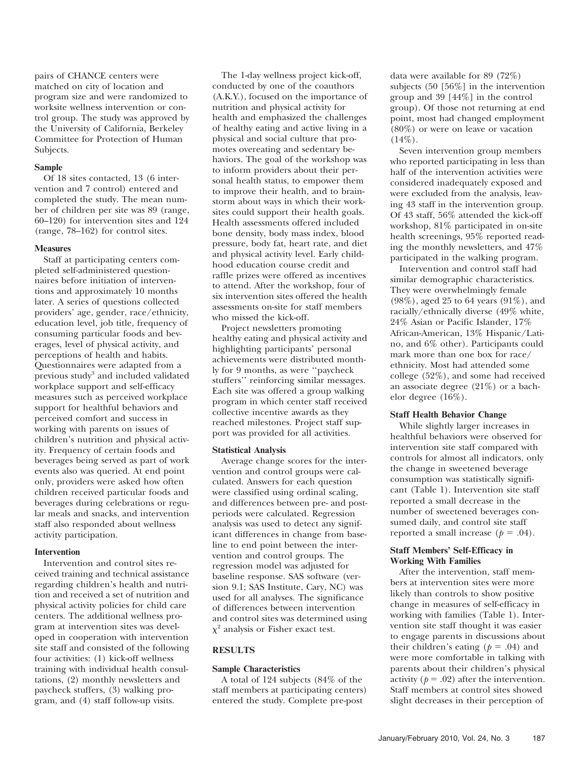pairs of CHANCE centers were matched on city of location and program size and were randomized to worksite wellness intervention or control group. The study was approved by the University of California, Berkeley Committee for Protection of Human Subjects.

### Sample

Of 18 sites contacted, 13 (6 intervention and 7 control) entered and completed the study. The mean number of children per site was 89 (range, 60–120) for intervention sites and 124 (range, 78–162) for control sites.

### Measures

Staff at participating centers completed self-administered questionnaires before initiation of interventions and approximately 10 months later. A series of questions collected providers' age, gender, race/ethnicity, education level, job title, frequency of consuming particular foods and beverages, level of physical activity, and perceptions of health and habits. Questionnaires were adapted from a previous study[3] and included validated workplace support and self-efficacy measures such as perceived workplace support for healthful behaviors and perceived comfort and success in working with parents on issues of children's nutrition and physical activity. Frequency of certain foods and beverages being served as part of work events also was queried. At end point only, providers were asked how often children received particular foods and beverages during celebrations or regular meals and snacks, and intervention staff also responded about wellness activity participation.

### Intervention

Intervention and control sites received training and technical assistance regarding children's health and nutrition and received a set of nutrition and physical activity policies for child care centers. The additional wellness program at intervention sites was developed in cooperation with intervention site staff and consisted of the following four activities: (1) kick-off wellness training with individual health consultations, (2) monthly newsletters and paycheck stuffers, (3) walking program, and (4) staff follow-up visits.

The 1-day wellness project kick-off, conducted by one of the coauthors (A.K.Y.), focused on the importance of nutrition and physical activity for health and emphasized the challenges of healthy eating and active living in a physical and social culture that promotes overeating and sedentary behaviors. The goal of the workshop was to inform providers about their personal health status, to empower them to improve their health, and to brainstorm about ways in which their worksites could support their health goals. Health assessments offered included bone density, body mass index, blood pressure, body fat, heart rate, and diet and physical activity level. Early childhood education course credit and raffle prizes were offered as incentives to attend. After the workshop, four of six intervention sites offered the health assessments on-site for staff members who missed the kick-off.

Project newsletters promoting healthy eating and physical activity and highlighting participants' personal achievements were distributed monthly for 9 months, as were ''paycheck stuffers'' reinforcing similar messages. Each site was offered a group walking program in which center staff received collective incentive awards as they reached milestones. Project staff support was provided for all activities.

### Statistical Analysis

Average change scores for the intervention and control groups were calculated. Answers for each question were classified using ordinal scaling, and differences between pre- and postperiods were calculated. Regression analysis was used to detect any significant differences in change from baseline to end point between the intervention and control groups. The regression model was adjusted for baseline response. SAS software (version 9.1; SAS Institute, Cary, NC) was used for all analyses. The significance of differences between intervention and control sites was determined using $\chi^2$ analysis or Fisher exact test.

## RESULTS

### Sample Characteristics

A total of 124 subjects (84% of the staff members at participating centers) entered the study. Complete pre-post data were available for 89 (72%) subjects (50 [56%] in the intervention group and 39 [44%] in the control group). Of those not returning at end point, most had changed employment (80%) or were on leave or vacation (14%).

Seven intervention group members who reported participating in less than half of the intervention activities were considered inadequately exposed and were excluded from the analysis, leaving 43 staff in the intervention group. Of 43 staff, 56% attended the kick-off workshop, 81% participated in on-site health screenings, 95% reported reading the monthly newsletters, and 47% participated in the walking program.

Intervention and control staff had similar demographic characteristics. They were overwhelmingly female (98%), aged 25 to 64 years (91%), and racially/ethnically diverse (49% white, 24% Asian or Pacific Islander, 17% African-American, 13% Hispanic/Latino, and 6% other). Participants could mark more than one box for race/ethnicity. Most had attended some college (52%), and some had received an associate degree (21%) or a bachelor degree (16%).

### Staff Health Behavior Change

While slightly larger increases in healthful behaviors were observed for intervention site staff compared with controls for almost all indicators, only the change in sweetened beverage consumption was statistically significant (Table 1). Intervention site staff reported a small decrease in the number of sweetened beverages consumed daily, and control site staff reported a small increase ($p$ = .04).

### Staff Members' Self-Efficacy in Working With Families

After the intervention, staff members at intervention sites were more likely than controls to show positive change in measures of self-efficacy in working with families (Table 1). Intervention site staff thought it was easier to engage parents in discussions about their children's eating ($p$ = .04) and were more comfortable in talking with parents about their children's physical activity ($p$ = .02) after the intervention. Staff members at control sites showed slight decreases in their perception of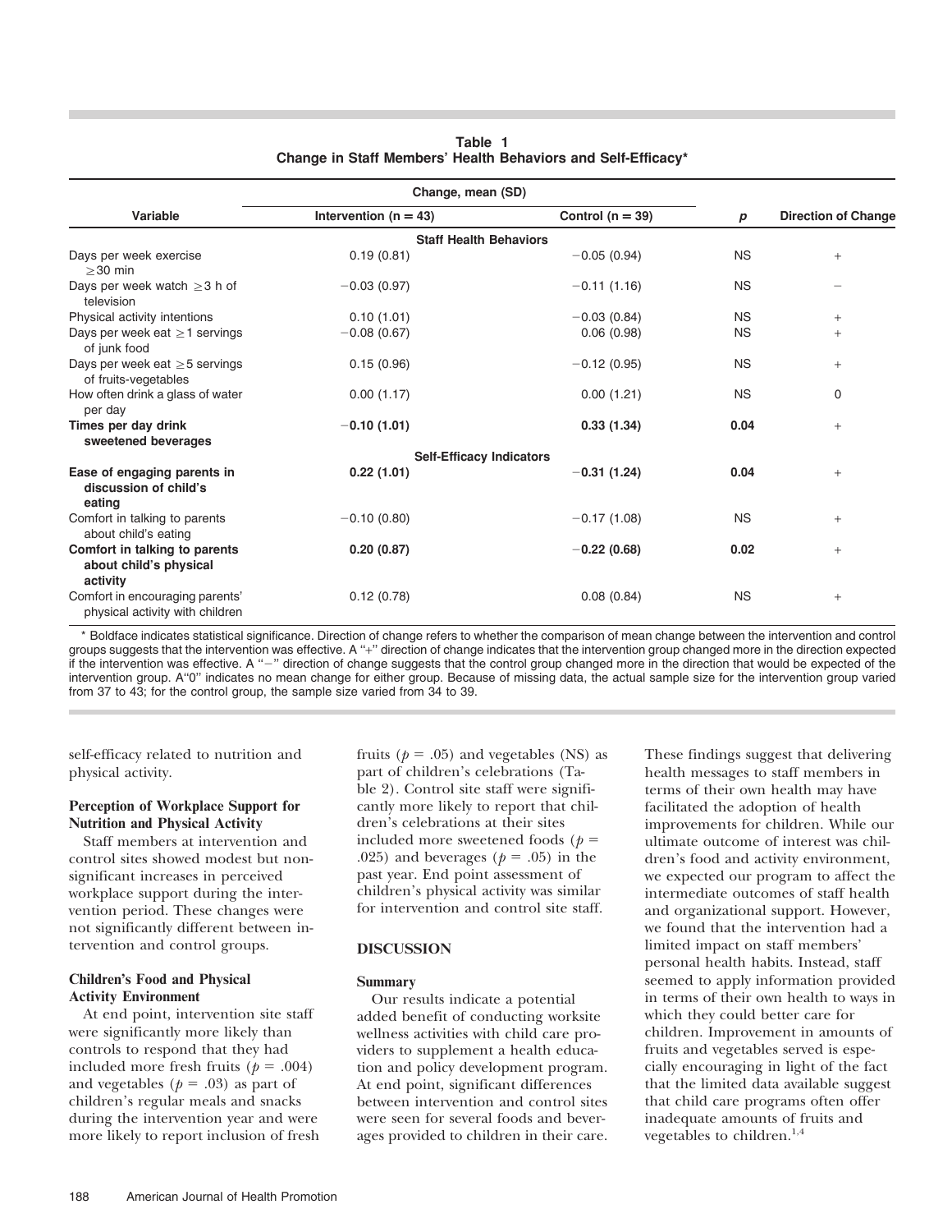**Table 1**
**Change in Staff Members' Health Behaviors and Self-Efficacy***

| Variable | Change, mean (SD) Intervention (n = 43) | Control (n = 39) | *p* | Direction of Change |
|---|---|---|---|---|
| | **Staff Health Behaviors** | | | |
| Days per week exercise ≥30 min | 0.19 (0.81) | −0.05 (0.94) | NS | + |
| Days per week watch ≥3 h of television | −0.03 (0.97) | −0.11 (1.16) | NS | − |
| Physical activity intentions | 0.10 (1.01) | −0.03 (0.84) | NS | + |
| Days per week eat ≥1 servings of junk food | −0.08 (0.67) | 0.06 (0.98) | NS | + |
| Days per week eat ≥5 servings of fruits-vegetables | 0.15 (0.96) | −0.12 (0.95) | NS | + |
| How often drink a glass of water per day | 0.00 (1.17) | 0.00 (1.21) | NS | 0 |
| **Times per day drink sweetened beverages** | **−0.10 (1.01)** | **0.33 (1.34)** | **0.04** | + |
| | **Self-Efficacy Indicators** | | | |
| **Ease of engaging parents in discussion of child's eating** | **0.22 (1.01)** | **−0.31 (1.24)** | **0.04** | + |
| Comfort in talking to parents about child's eating | −0.10 (0.80) | −0.17 (1.08) | NS | + |
| **Comfort in talking to parents about child's physical activity** | **0.20 (0.87)** | **−0.22 (0.68)** | **0.02** | + |
| Comfort in encouraging parents' physical activity with children | 0.12 (0.78) | 0.08 (0.84) | NS | + |

\* Boldface indicates statistical significance. Direction of change refers to whether the comparison of mean change between the intervention and control groups suggests that the intervention was effective. A "+" direction of change indicates that the intervention group changed more in the direction expected if the intervention was effective. A "−" direction of change suggests that the control group changed more in the direction that would be expected of the intervention group. A "0" indicates no mean change for either group. Because of missing data, the actual sample size for the intervention group varied from 37 to 43; for the control group, the sample size varied from 34 to 39.

self-efficacy related to nutrition and physical activity.

### Perception of Workplace Support for Nutrition and Physical Activity

Staff members at intervention and control sites showed modest but nonsignificant increases in perceived workplace support during the intervention period. These changes were not significantly different between intervention and control groups.

### Children's Food and Physical Activity Environment

At end point, intervention site staff were significantly more likely than controls to respond that they had included more fresh fruits ($p = .004$) and vegetables ($p = .03$) as part of children's regular meals and snacks during the intervention year and were more likely to report inclusion of fresh fruits ($p = .05$) and vegetables (NS) as part of children's celebrations (Table 2). Control site staff were significantly more likely to report that children's celebrations at their sites included more sweetened foods ($p = .025$) and beverages ($p = .05$) in the past year. End point assessment of children's physical activity was similar for intervention and control site staff.

## DISCUSSION

### Summary

Our results indicate a potential added benefit of conducting worksite wellness activities with child care providers to supplement a health education and policy development program. At end point, significant differences between intervention and control sites were seen for several foods and beverages provided to children in their care. These findings suggest that delivering health messages to staff members in terms of their own health may have facilitated the adoption of health improvements for children. While our ultimate outcome of interest was children's food and activity environment, we expected our program to affect the intermediate outcomes of staff health and organizational support. However, we found that the intervention had a limited impact on staff members' personal health habits. Instead, staff seemed to apply information provided in terms of their own health to ways in which they could better care for children. Improvement in amounts of fruits and vegetables served is especially encouraging in light of the fact that the limited data available suggest that child care programs often offer inadequate amounts of fruits and vegetables to children.[1,4]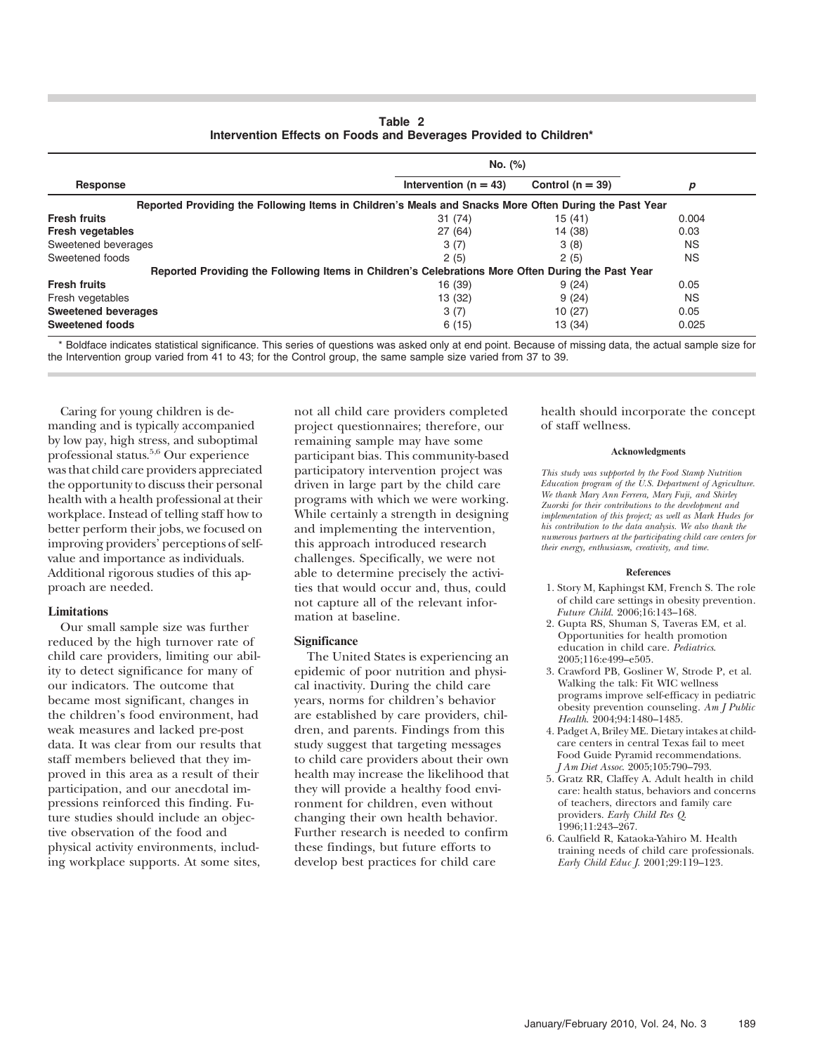**Table 2**
**Intervention Effects on Foods and Beverages Provided to Children***

| Response | No. (%) | | |
|---|---|---|---|
| | Intervention (n = 43) | Control (n = 39) | *p* |
| **Reported Providing the Following Items in Children's Meals and Snacks More Often During the Past Year** | | | |
| **Fresh fruits** | 31 (74) | 15 (41) | 0.004 |
| **Fresh vegetables** | 27 (64) | 14 (38) | 0.03 |
| Sweetened beverages | 3 (7) | 3 (8) | NS |
| Sweetened foods | 2 (5) | 2 (5) | NS |
| **Reported Providing the Following Items in Children's Celebrations More Often During the Past Year** | | | |
| **Fresh fruits** | 16 (39) | 9 (24) | 0.05 |
| Fresh vegetables | 13 (32) | 9 (24) | NS |
| **Sweetened beverages** | 3 (7) | 10 (27) | 0.05 |
| **Sweetened foods** | 6 (15) | 13 (34) | 0.025 |

* Boldface indicates statistical significance. This series of questions was asked only at end point. Because of missing data, the actual sample size for the Intervention group varied from 41 to 43; for the Control group, the same sample size varied from 37 to 39.

Caring for young children is demanding and is typically accompanied by low pay, high stress, and suboptimal professional status.[5,6] Our experience was that child care providers appreciated the opportunity to discuss their personal health with a health professional at their workplace. Instead of telling staff how to better perform their jobs, we focused on improving providers' perceptions of self-value and importance as individuals. Additional rigorous studies of this approach are needed.

### Limitations

Our small sample size was further reduced by the high turnover rate of child care providers, limiting our ability to detect significance for many of our indicators. The outcome that became most significant, changes in the children's food environment, had weak measures and lacked pre-post data. It was clear from our results that staff members believed that they improved in this area as a result of their participation, and our anecdotal impressions reinforced this finding. Future studies should include an objective observation of the food and physical activity environments, including workplace supports. At some sites, not all child care providers completed project questionnaires; therefore, our remaining sample may have some participant bias. This community-based participatory intervention project was driven in large part by the child care programs with which we were working. While certainly a strength in designing and implementing the intervention, this approach introduced research challenges. Specifically, we were not able to determine precisely the activities that would occur and, thus, could not capture all of the relevant information at baseline.

### Significance

The United States is experiencing an epidemic of poor nutrition and physical inactivity. During the child care years, norms for children's behavior are established by care providers, children, and parents. Findings from this study suggest that targeting messages to child care providers about their own health may increase the likelihood that they will provide a healthy food environment for children, even without changing their own health behavior. Further research is needed to confirm these findings, but future efforts to develop best practices for child care health should incorporate the concept of staff wellness.

#### Acknowledgments

*This study was supported by the Food Stamp Nutrition Education program of the U.S. Department of Agriculture. We thank Mary Ann Ferrera, Mary Fuji, and Shirley Zuorski for their contributions to the development and implementation of this project; as well as Mark Hudes for his contribution to the data analysis. We also thank the numerous partners at the participating child care centers for their energy, enthusiasm, creativity, and time.*

#### References

1. Story M, Kaphingst KM, French S. The role of child care settings in obesity prevention. *Future Child.* 2006;16:143–168.
2. Gupta RS, Shuman S, Taveras EM, et al. Opportunities for health promotion education in child care. *Pediatrics*. 2005;116:e499–e505.
3. Crawford PB, Gosliner W, Strode P, et al. Walking the talk: Fit WIC wellness programs improve self-efficacy in pediatric obesity prevention counseling. *Am J Public Health.* 2004;94:1480–1485.
4. Padget A, Briley ME. Dietary intakes at child-care centers in central Texas fail to meet Food Guide Pyramid recommendations. *J Am Diet Assoc.* 2005;105:790–793.
5. Gratz RR, Claffey A. Adult health in child care: health status, behaviors and concerns of teachers, directors and family care providers. *Early Child Res Q.* 1996;11:243–267.
6. Caulfield R, Kataoka-Yahiro M. Health training needs of child care professionals. *Early Child Educ J.* 2001;29:119–123.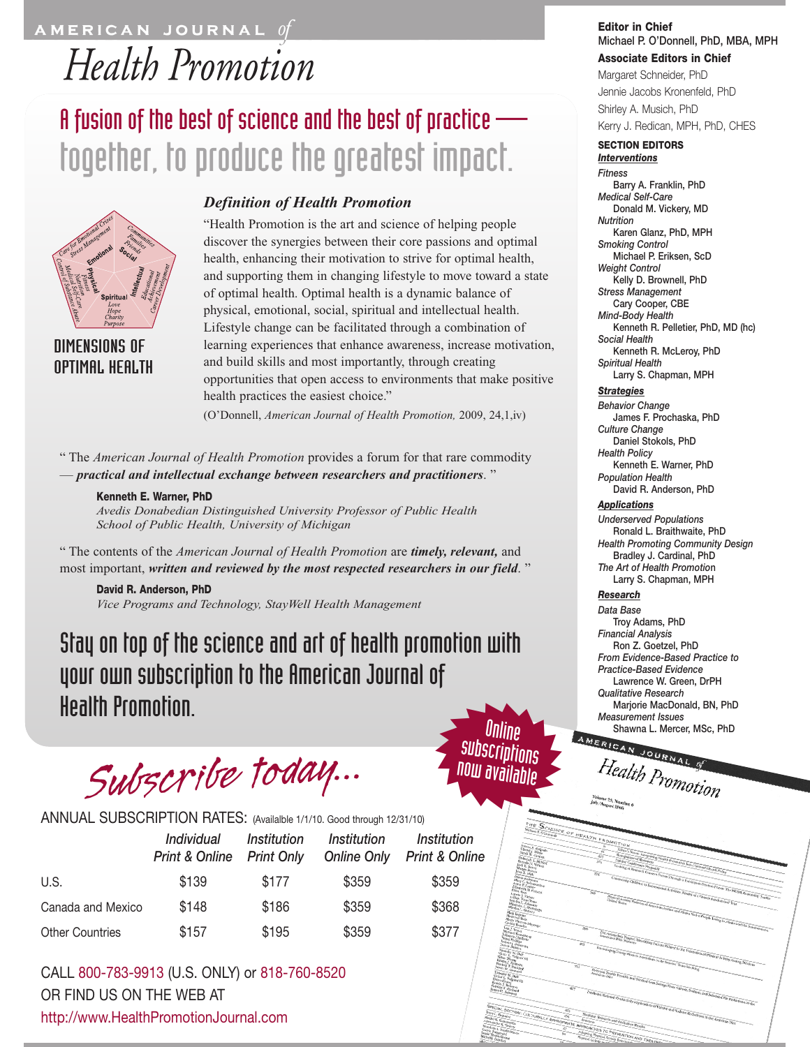# AMERICAN JOURNAL *of* Health Promotion

## A fusion of the best of science and the best of practice — together, to produce the greatest impact.

DIMENSIONS OF OPTIMAL HEALTH

Emotional: Care for Emotional Crises, Stress Management
Social: Communities, Families, Friends
Intellectual: Educational, Achievement, Career Development
Spiritual: Love, Hope, Charity, Purpose
Physical: Fitness, Nutrition, Medical Self-Care, Control of Substance Abuse

### *Definition of Health Promotion*

"Health Promotion is the art and science of helping people discover the synergies between their core passions and optimal health, enhancing their motivation to strive for optimal health, and supporting them in changing lifestyle to move toward a state of optimal health. Optimal health is a dynamic balance of physical, emotional, social, spiritual and intellectual health. Lifestyle change can be facilitated through a combination of learning experiences that enhance awareness, increase motivation, and build skills and most importantly, through creating opportunities that open access to environments that make positive health practices the easiest choice."

(O'Donnell, *American Journal of Health Promotion,* 2009, 24,1,iv)

" The *American Journal of Health Promotion* provides a forum for that rare commodity — ***practical and intellectual exchange between researchers and practitioners***. "

**Kenneth E. Warner, PhD**
*Avedis Donabedian Distinguished University Professor of Public Health*
*School of Public Health, University of Michigan*

" The contents of the *American Journal of Health Promotion* are ***timely, relevant,*** and most important, ***written and reviewed by the most respected researchers in our field***. "

**David R. Anderson, PhD**
*Vice Programs and Technology, StayWell Health Management*

## Stay on top of the science and art of health promotion with your own subscription to the American Journal of Health Promotion.

# *Subscribe today...*

**Online subscriptions now available**

ANNUAL SUBSCRIPTION RATES: (Availalble 1/1/10. Good through 12/31/10)

| | *Individual Print & Online* | *Institution Print Only* | *Institution Online Only* | *Institution Print & Online* |
|---|---|---|---|---|
| U.S. | $139 | $177 | $359 | $359 |
| Canada and Mexico | $148 | $186 | $359 | $368 |
| Other Countries | $157 | $195 | $359 | $377 |

CALL 800-783-9913 (U.S. ONLY) or 818-760-8520
OR FIND US ON THE WEB AT
http://www.HealthPromotionJournal.com

**Editor in Chief**
Michael P. O'Donnell, PhD, MBA, MPH

**Associate Editors in Chief**
Margaret Schneider, PhD
Jennie Jacobs Kronenfeld, PhD
Shirley A. Musich, PhD
Kerry J. Redican, MPH, PhD, CHES

**SECTION EDITORS**

***Interventions***

*Fitness*
Barry A. Franklin, PhD
*Medical Self-Care*
Donald M. Vickery, MD
*Nutrition*
Karen Glanz, PhD, MPH
*Smoking Control*
Michael P. Eriksen, ScD
*Weight Control*
Kelly D. Brownell, PhD
*Stress Management*
Cary Cooper, CBE
*Mind-Body Health*
Kenneth R. Pelletier, PhD, MD (hc)
*Social Health*
Kenneth R. McLeroy, PhD
*Spiritual Health*
Larry S. Chapman, MPH

***Strategies***

*Behavior Change*
James F. Prochaska, PhD
*Culture Change*
Daniel Stokols, PhD
*Health Policy*
Kenneth E. Warner, PhD
*Population Health*
David R. Anderson, PhD

***Applications***

*Underserved Populations*
Ronald L. Braithwaite, PhD
*Health Promoting Community Design*
Bradley J. Cardinal, PhD
*The Art of Health Promotion*
Larry S. Chapman, MPH

***Research***

*Data Base*
Troy Adams, PhD
*Financial Analysis*
Ron Z. Goetzel, PhD
*From Evidence-Based Practice to Practice-Based Evidence*
Lawrence W. Green, DrPH
*Qualitative Research*
Marjorie MacDonald, BN, PhD
*Measurement Issues*
Shawna L. Mercer, MSc, PhD